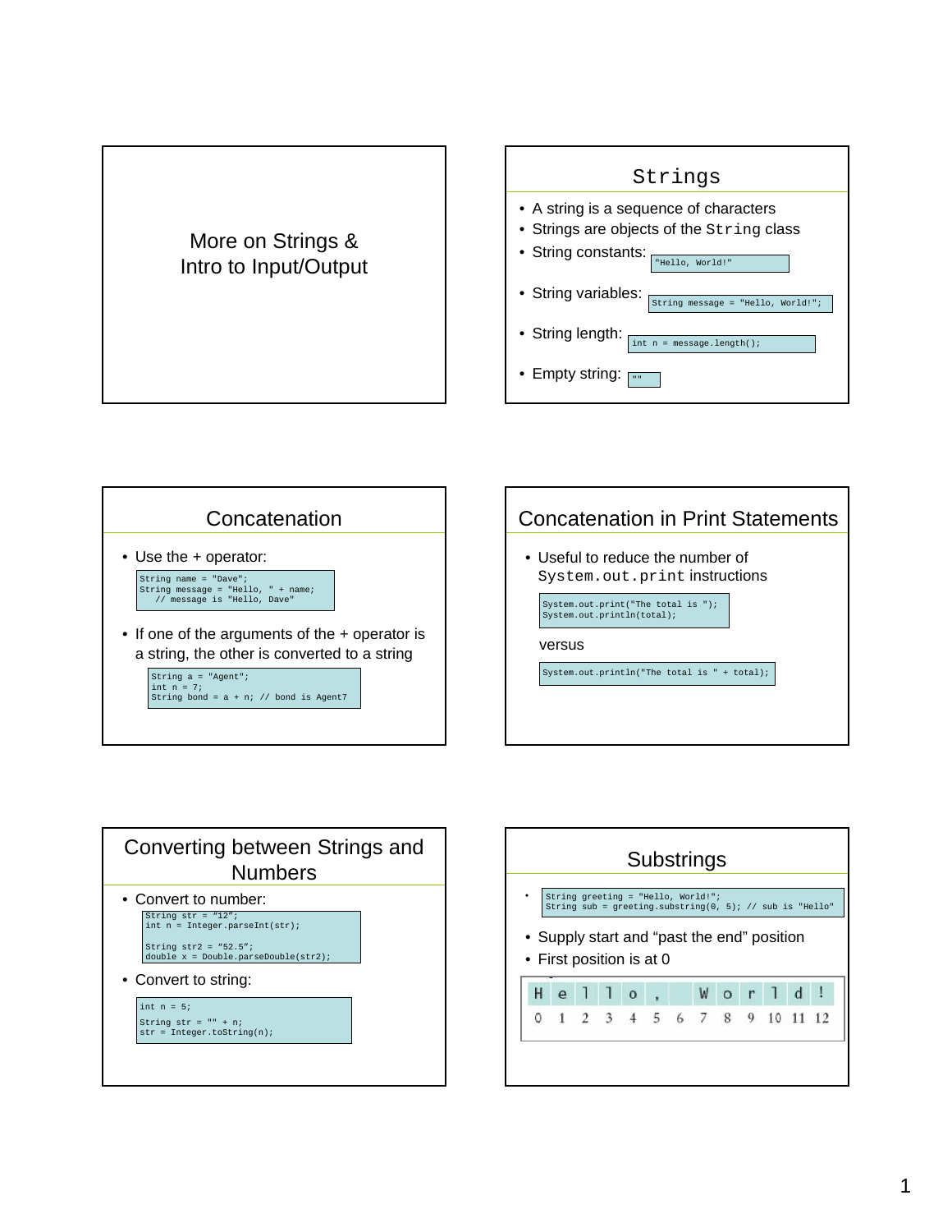## More on Strings & Intro to Input/Output

## Strings

- A string is a sequence of characters
- Strings are objects of the `String` class
- String constants:

```
"Hello, World!"
```

- String variables:

```
String message = "Hello, World!";
```

- String length:

```
int n = message.length();
```

- Empty string:

```
""
```

## Concatenation

- Use the + operator:

```
String name = "Dave";
String message = "Hello, " + name;
   // message is "Hello, Dave"
```

- If one of the arguments of the + operator is a string, the other is converted to a string

```
String a = "Agent";
int n = 7;
String bond = a + n; // bond is Agent7
```

## Concatenation in Print Statements

- Useful to reduce the number of `System.out.print` instructions

```
System.out.print("The total is ");
System.out.println(total);
```

versus

```
System.out.println("The total is " + total);
```

## Converting between Strings and Numbers

- Convert to number:

```
String str = "12";
int n = Integer.parseInt(str);

String str2 = "52.5";
double x = Double.parseDouble(str2);
```

- Convert to string:

```
int n = 5;
String str = "" + n;
str = Integer.toString(n);
```

## Substrings

```
String greeting = "Hello, World!";
String sub = greeting.substring(0, 5); // sub is "Hello"
```

- Supply start and "past the end" position
- First position is at 0

| H | e | l | l | o | , | | W | o | r | l | d | ! |
|---|---|---|---|---|---|---|---|---|---|---|---|---|
| 0 | 1 | 2 | 3 | 4 | 5 | 6 | 7 | 8 | 9 | 10 | 11 | 12 |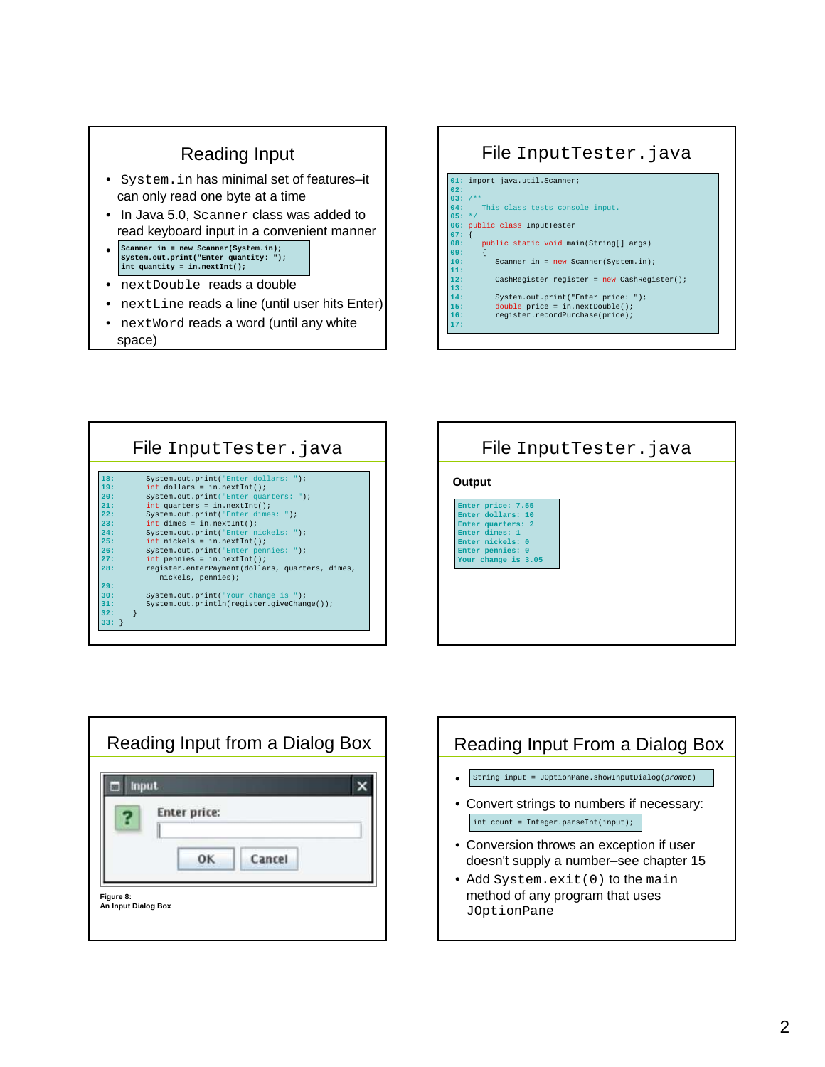## Reading Input

- `System.in` has minimal set of features–it can only read one byte at a time
- In Java 5.0, `Scanner` class was added to read keyboard input in a convenient manner
- ```
  Scanner in = new Scanner(System.in);
  System.out.print("Enter quantity: ");
  int quantity = in.nextInt();
  ```
- `nextDouble` reads a double
- `nextLine` reads a line (until user hits Enter)
- `nextWord` reads a word (until any white space)

## File InputTester.java

```
01: import java.util.Scanner;
02:
03: /**
04:    This class tests console input.
05: */
06: public class InputTester
07: {
08:    public static void main(String[] args)
09:    {
10:       Scanner in = new Scanner(System.in);
11:
12:       CashRegister register = new CashRegister();
13:
14:       System.out.print("Enter price: ");
15:       double price = in.nextDouble();
16:       register.recordPurchase(price);
17:
```

## File InputTester.java

```
18:       System.out.print("Enter dollars: ");
19:       int dollars = in.nextInt();
20:       System.out.print("Enter quarters: ");
21:       int quarters = in.nextInt();
22:       System.out.print("Enter dimes: ");
23:       int dimes = in.nextInt();
24:       System.out.print("Enter nickels: ");
25:       int nickels = in.nextInt();
26:       System.out.print("Enter pennies: ");
27:       int pennies = in.nextInt();
28:       register.enterPayment(dollars, quarters, dimes,
             nickels, pennies);
29:
30:       System.out.print("Your change is ");
31:       System.out.println(register.giveChange());
32:    }
33: }
```

## File InputTester.java

**Output**

```
Enter price: 7.55
Enter dollars: 10
Enter quarters: 2
Enter dimes: 1
Enter nickels: 0
Enter pennies: 0
Your change is 3.05
```

## Reading Input from a Dialog Box

Figure 8:
An Input Dialog Box

## Reading Input From a Dialog Box

- ```
  String input = JOptionPane.showInputDialog(prompt)
  ```
- Convert strings to numbers if necessary:
  ```
  int count = Integer.parseInt(input);
  ```
- Conversion throws an exception if user doesn't supply a number–see chapter 15
- Add `System.exit(0)` to the `main` method of any program that uses `JOptionPane`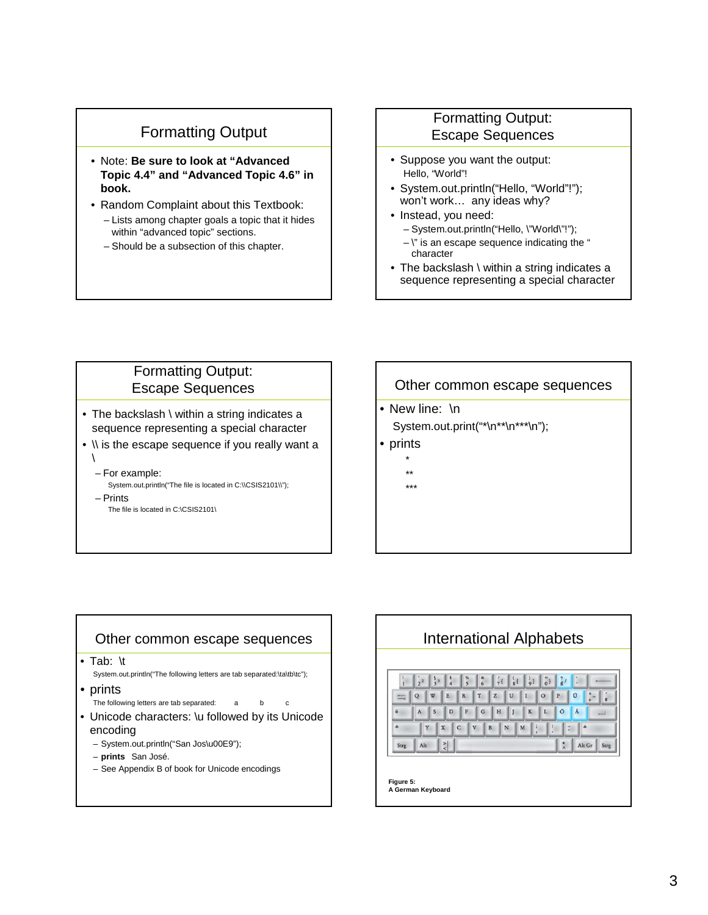## Formatting Output

- Note: **Be sure to look at "Advanced Topic 4.4" and "Advanced Topic 4.6" in book.**
- Random Complaint about this Textbook:
  - Lists among chapter goals a topic that it hides within "advanced topic" sections.
  - Should be a subsection of this chapter.

## Formatting Output: Escape Sequences

- Suppose you want the output:
  Hello, "World"!
- System.out.println("Hello, "World"!"); won't work… any ideas why?
- Instead, you need:
  - System.out.println("Hello, \"World\"!");
  - \" is an escape sequence indicating the " character
- The backslash \ within a string indicates a sequence representing a special character

## Formatting Output: Escape Sequences

- The backslash \ within a string indicates a sequence representing a special character
- \\ is the escape sequence if you really want a \
  - For example:
    System.out.println("The file is located in C:\\CSIS2101\\");
  - Prints
    The file is located in C:\CSIS2101\

## Other common escape sequences

- New line: \n
  System.out.print("*\n**\n***\n");
- prints

```
*
**
***
```

## Other common escape sequences

- Tab: \t
  System.out.println("The following letters are tab separated:\ta\tb\tc");
- prints
  The following letters are tab separated:	a	b	c
- Unicode characters: \u followed by its Unicode encoding
  - System.out.println("San Jos\u00E9");
  - **prints** San José.
  - See Appendix B of book for Unicode encodings

## International Alphabets

**Figure 5:**
**A German Keyboard**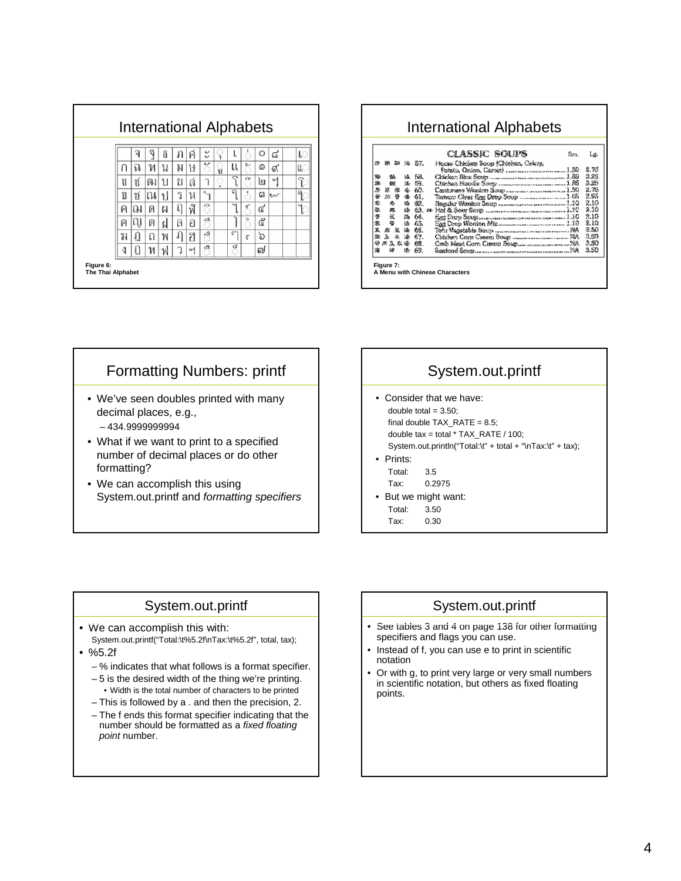## International Alphabets

Figure 6:
The Thai Alphabet

## International Alphabets

Figure 7:
A Menu with Chinese Characters

## Formatting Numbers: printf

- We've seen doubles printed with many decimal places, e.g.,
  - 434.9999999994
- What if we want to print to a specified number of decimal places or do other formatting?
- We can accomplish this using System.out.printf and *formatting specifiers*

## System.out.printf

- Consider that we have:

```
double total = 3.50;
final double TAX_RATE = 8.5;
double tax = total * TAX_RATE / 100;
System.out.println("Total:\t" + total + "\nTax:\t" + tax);
```

- Prints:

```
Total:    3.5
Tax:      0.2975
```

- But we might want:

```
Total:    3.50
Tax:      0.30
```

## System.out.printf

- We can accomplish this with:

```
System.out.printf("Total:\t%5.2f\nTax:\t%5.2f", total, tax);
```

- %5.2f
  - % indicates that what follows is a format specifier.
  - 5 is the desired width of the thing we're printing.
    - Width is the total number of characters to be printed
  - This is followed by a . and then the precision, 2.
  - The f ends this format specifier indicating that the number should be formatted as a *fixed floating point* number.

## System.out.printf

- See tables 3 and 4 on page 138 for other formatting specifiers and flags you can use.
- Instead of f, you can use e to print in scientific notation
- Or with g, to print very large or very small numbers in scientific notation, but others as fixed floating points.